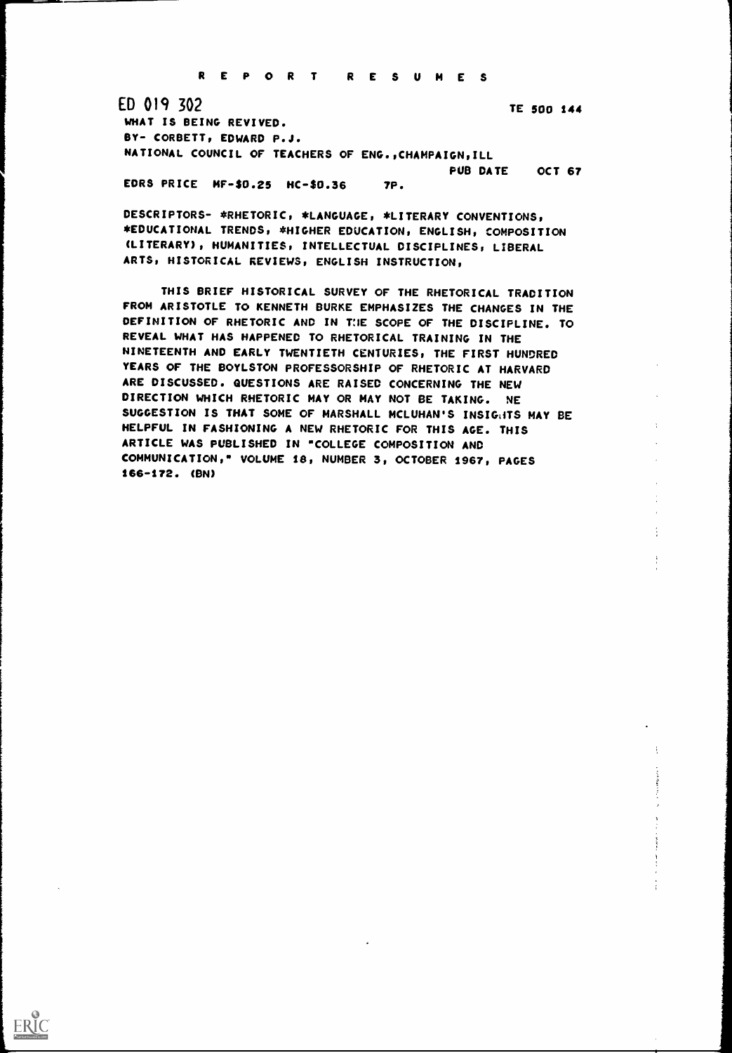R E P O R T   R E S U M E S

ED 019 302 TE 500 144

WHAT IS BEING REVIVED.

BY- CORBETT, EDWARD P.J.

NATIONAL COUNCIL OF TEACHERS OF ENG.,CHAMPAIGN,ILL

PUB DATE OCT 67

EDRS PRICE MF-$0.25 HC-$0.36 7P.

DESCRIPTORS- *RHETORIC, *LANGUAGE, *LITERARY CONVENTIONS, *EDUCATIONAL TRENDS, *HIGHER EDUCATION, ENGLISH, COMPOSITION (LITERARY), HUMANITIES, INTELLECTUAL DISCIPLINES, LIBERAL ARTS, HISTORICAL REVIEWS, ENGLISH INSTRUCTION,

THIS BRIEF HISTORICAL SURVEY OF THE RHETORICAL TRADITION FROM ARISTOTLE TO KENNETH BURKE EMPHASIZES THE CHANGES IN THE DEFINITION OF RHETORIC AND IN THE SCOPE OF THE DISCIPLINE. TO REVEAL WHAT HAS HAPPENED TO RHETORICAL TRAINING IN THE NINETEENTH AND EARLY TWENTIETH CENTURIES, THE FIRST HUNDRED YEARS OF THE BOYLSTON PROFESSORSHIP OF RHETORIC AT HARVARD ARE DISCUSSED. QUESTIONS ARE RAISED CONCERNING THE NEW DIRECTION WHICH RHETORIC MAY OR MAY NOT BE TAKING. ONE SUGGESTION IS THAT SOME OF MARSHALL MCLUHAN'S INSIGHTS MAY BE HELPFUL IN FASHIONING A NEW RHETORIC FOR THIS AGE. THIS ARTICLE WAS PUBLISHED IN "COLLEGE COMPOSITION AND COMMUNICATION," VOLUME 18, NUMBER 3, OCTOBER 1967, PAGES 166-172. (BN)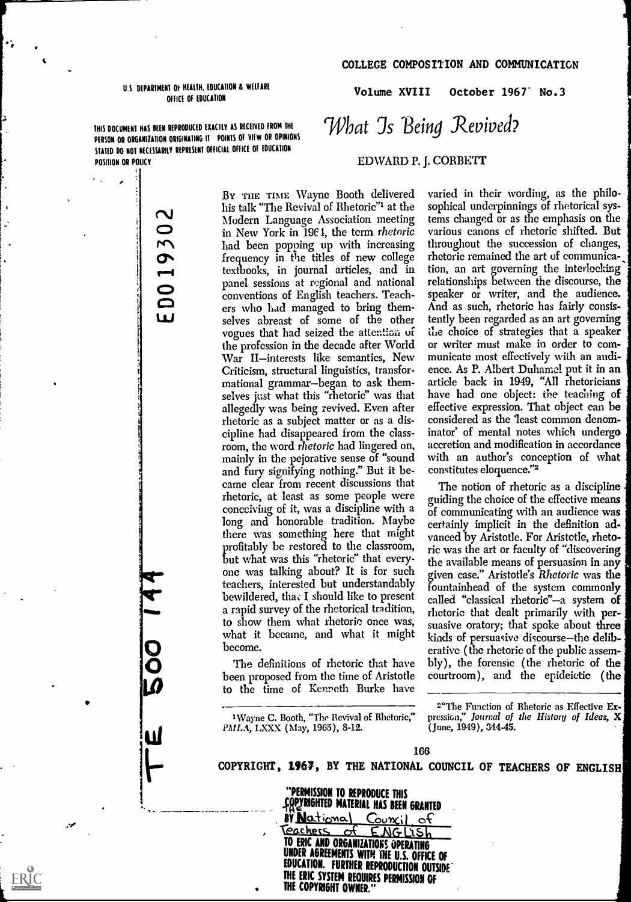# What Is Being Revived?

EDWARD P. J. CORBETT

By the time Wayne Booth delivered his talk "The Revival of Rhetoric"[1] at the Modern Language Association meeting in New York in 1964, the term *rhetoric* had been popping up with increasing frequency in the titles of new college textbooks, in journal articles, and in panel sessions at regional and national conventions of English teachers. Teachers who had managed to bring themselves abreast of some of the other vogues that had seized the attention of the profession in the decade after World War II—interests like semantics, New Criticism, structural linguistics, transformational grammar—began to ask themselves just what this "rhetoric" was that allegedly was being revived. Even after rhetoric as a subject matter or as a discipline had disappeared from the classroom, the word *rhetoric* had lingered on, mainly in the pejorative sense of "sound and fury signifying nothing." But it became clear from recent discussions that rhetoric, at least as some people were conceiving of it, was a discipline with a long and honorable tradition. Maybe there was something here that might profitably be restored to the classroom, but what was this "rhetoric" that everyone was talking about? It is for such teachers, interested but understandably bewildered, that I should like to present a rapid survey of the rhetorical tradition, to show them what rhetoric once was, what it became, and what it might become.

The definitions of rhetoric that have been proposed from the time of Aristotle to the time of Kenneth Burke have varied in their wording, as the philosophical underpinnings of rhetorical systems changed or as the emphasis on the various canons of rhetoric shifted. But throughout the succession of changes, rhetoric remained the art of communication, an art governing the interlocking relationships between the discourse, the speaker or writer, and the audience. And as such, rhetoric has fairly consistently been regarded as an art governing the choice of strategies that a speaker or writer must make in order to communicate most effectively with an audience. As P. Albert Duhamel put it in an article back in 1949, "All rhetoricians have had one object: the teaching of effective expression. That object can be considered as the 'least common denominator' of mental notes which undergo accretion and modification in accordance with an author's conception of what constitutes eloquence."[2]

The notion of rhetoric as a discipline guiding the choice of the effective means of communicating with an audience was certainly implicit in the definition advanced by Aristotle. For Aristotle, rhetoric was the art or faculty of "discovering the available means of persuasion in any given case." Aristotle's *Rhetoric* was the fountainhead of the system commonly called "classical rhetoric"—a system of rhetoric that dealt primarily with persuasive oratory; that spoke about three kinds of persuasive discourse—the deliberative (the rhetoric of the public assembly), the forensic (the rhetoric of the courtroom), and the epideictic (the

---

[1] Wayne C. Booth, "The Revival of Rhetoric," *PMLA*, LXXX (May, 1965), 8-12.

[2] "The Function of Rhetoric as Effective Expression," *Journal of the History of Ideas*, X (June, 1949), 344-45.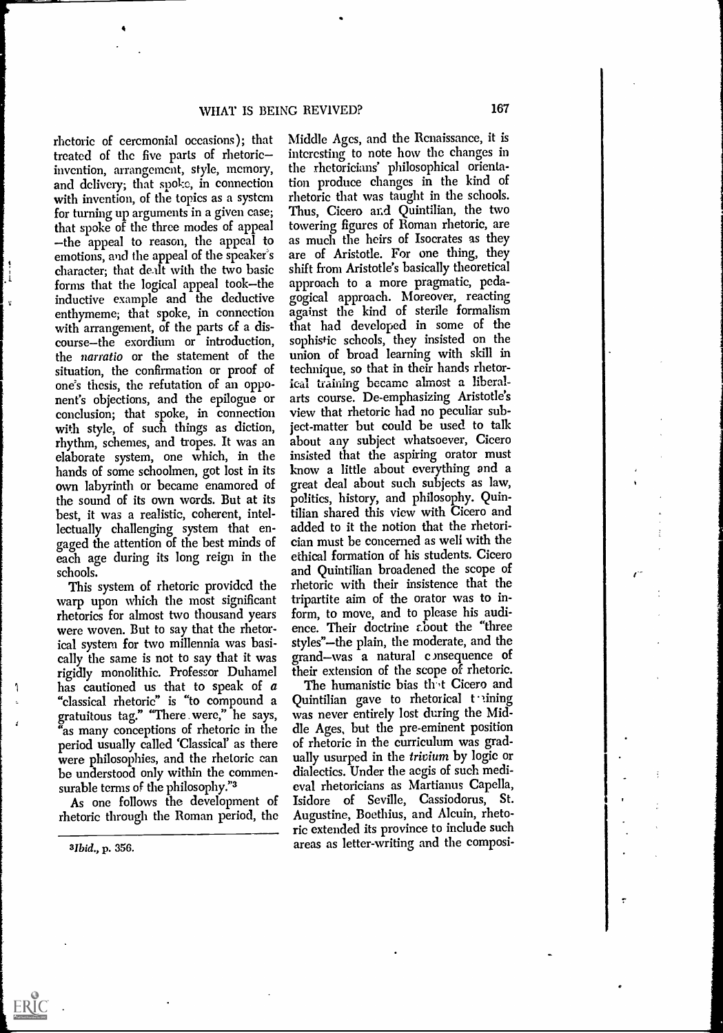rhetoric of ceremonial occasions); that treated of the five parts of rhetoric—invention, arrangement, style, memory, and delivery; that spoke, in connection with invention, of the topics as a system for turning up arguments in a given case; that spoke of the three modes of appeal—the appeal to reason, the appeal to emotions, and the appeal of the speaker's character; that dealt with the two basic forms that the logical appeal took—the inductive example and the deductive enthymeme; that spoke, in connection with arrangement, of the parts of a discourse—the exordium or introduction, the *narratio* or the statement of the situation, the confirmation or proof of one's thesis, the refutation of an opponent's objections, and the epilogue or conclusion; that spoke, in connection with style, of such things as diction, rhythm, schemes, and tropes. It was an elaborate system, one which, in the hands of some schoolmen, got lost in its own labyrinth or became enamored of the sound of its own words. But at its best, it was a realistic, coherent, intellectually challenging system that engaged the attention of the best minds of each age during its long reign in the schools.

This system of rhetoric provided the warp upon which the most significant rhetorics for almost two thousand years were woven. But to say that the rhetorical system for two millennia was basically the same is not to say that it was rigidly monolithic. Professor Duhamel has cautioned us that to speak of *a* "classical rhetoric" is "to compound a gratuitous tag." "There were," he says, "as many conceptions of rhetoric in the period usually called 'Classical' as there were philosophies, and the rhetoric can be understood only within the commensurable terms of the philosophy."[3]

As one follows the development of rhetoric through the Roman period, the Middle Ages, and the Renaissance, it is interesting to note how the changes in the rhetoricians' philosophical orientation produce changes in the kind of rhetoric that was taught in the schools. Thus, Cicero and Quintilian, the two towering figures of Roman rhetoric, are as much the heirs of Isocrates as they are of Aristotle. For one thing, they shift from Aristotle's basically theoretical approach to a more pragmatic, pedagogical approach. Moreover, reacting against the kind of sterile formalism that had developed in some of the sophistic schools, they insisted on the union of broad learning with skill in technique, so that in their hands rhetorical training became almost a liberal-arts course. De-emphasizing Aristotle's view that rhetoric had no peculiar subject-matter but could be used to talk about any subject whatsoever, Cicero insisted that the aspiring orator must know a little about everything and a great deal about such subjects as law, politics, history, and philosophy. Quintilian shared this view with Cicero and added to it the notion that the rhetorician must be concerned as well with the ethical formation of his students. Cicero and Quintilian broadened the scope of rhetoric with their insistence that the tripartite aim of the orator was to inform, to move, and to please his audience. Their doctrine about the "three styles"—the plain, the moderate, and the grand—was a natural consequence of their extension of the scope of rhetoric.

The humanistic bias that Cicero and Quintilian gave to rhetorical training was never entirely lost during the Middle Ages, but the pre-eminent position of rhetoric in the curriculum was gradually usurped in the *trivium* by logic or dialectics. Under the aegis of such medieval rhetoricians as Martianus Capella, Isidore of Seville, Cassiodorus, St. Augustine, Boethius, and Alcuin, rhetoric extended its province to include such areas as letter-writing and the composi-

[3] *Ibid.*, p. 356.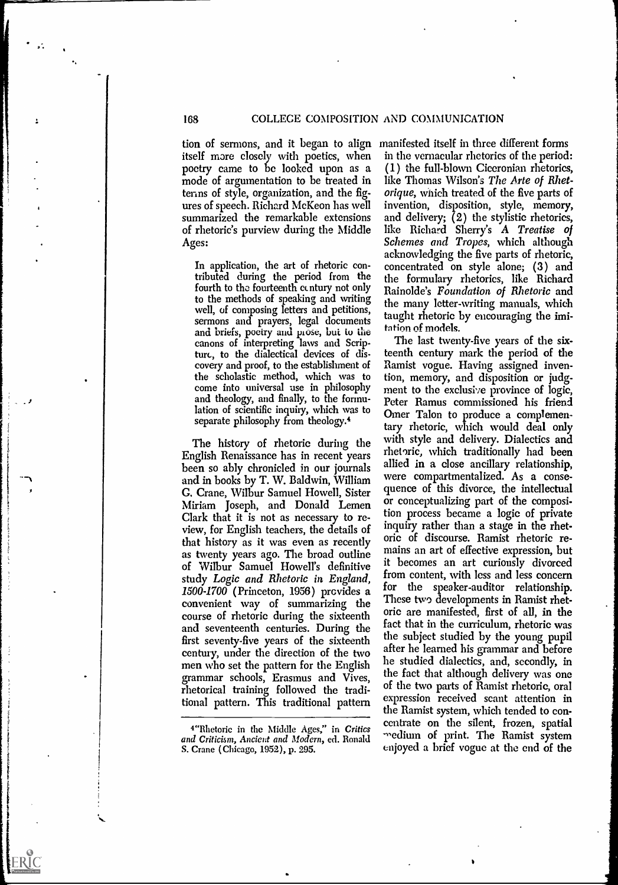tion of sermons, and it began to align itself more closely with poetics, when poetry came to be looked upon as a mode of argumentation to be treated in terms of style, organization, and the figures of speech. Richard McKeon has well summarized the remarkable extensions of rhetoric's purview during the Middle Ages:

> In application, the art of rhetoric contributed during the period from the fourth to the fourteenth century not only to the methods of speaking and writing well, of composing letters and petitions, sermons and prayers, legal documents and briefs, poetry and prose, but to the canons of interpreting laws and Scripture, to the dialectical devices of discovery and proof, to the establishment of the scholastic method, which was to come into universal use in philosophy and theology, and finally, to the formulation of scientific inquiry, which was to separate philosophy from theology.[4]

The history of rhetoric during the English Renaissance has in recent years been so ably chronicled in our journals and in books by T. W. Baldwin, William G. Crane, Wilbur Samuel Howell, Sister Miriam Joseph, and Donald Lemen Clark that it is not as necessary to review, for English teachers, the details of that history as it was even as recently as twenty years ago. The broad outline of Wilbur Samuel Howell's definitive study *Logic and Rhetoric in England, 1500-1700* (Princeton, 1956) provides a convenient way of summarizing the course of rhetoric during the sixteenth and seventeenth centuries. During the first seventy-five years of the sixteenth century, under the direction of the two men who set the pattern for the English grammar schools, Erasmus and Vives, rhetorical training followed the traditional pattern. This traditional pattern manifested itself in three different forms in the vernacular rhetorics of the period: (1) the full-blown Ciceronian rhetorics, like Thomas Wilson's *The Arte of Rhetorique*, which treated of the five parts of invention, disposition, style, memory, and delivery; (2) the stylistic rhetorics, like Richard Sherry's *A Treatise of Schemes and Tropes*, which although acknowledging the five parts of rhetoric, concentrated on style alone; (3) and the formulary rhetorics, like Richard Rainolde's *Foundation of Rhetoric* and the many letter-writing manuals, which taught rhetoric by encouraging the imitation of models.

The last twenty-five years of the sixteenth century mark the period of the Ramist vogue. Having assigned invention, memory, and disposition or judgment to the exclusive province of logic, Peter Ramus commissioned his friend Omer Talon to produce a complementary rhetoric, which would deal only with style and delivery. Dialectics and rhetoric, which traditionally had been allied in a close ancillary relationship, were compartmentalized. As a consequence of this divorce, the intellectual or conceptualizing part of the composition process became a logic of private inquiry rather than a stage in the rhetoric of discourse. Ramist rhetoric remains an art of effective expression, but it becomes an art curiously divorced from content, with less and less concern for the speaker-auditor relationship. These two developments in Ramist rhetoric are manifested, first of all, in the fact that in the curriculum, rhetoric was the subject studied by the young pupil after he learned his grammar and before he studied dialectics, and, secondly, in the fact that although delivery was one of the two parts of Ramist rhetoric, oral expression received scant attention in the Ramist system, which tended to concentrate on the silent, frozen, spatial medium of print. The Ramist system enjoyed a brief vogue at the end of the

[4] "Rhetoric in the Middle Ages," in *Critics and Criticism, Ancient and Modern*, ed. Ronald S. Crane (Chicago, 1952), p. 295.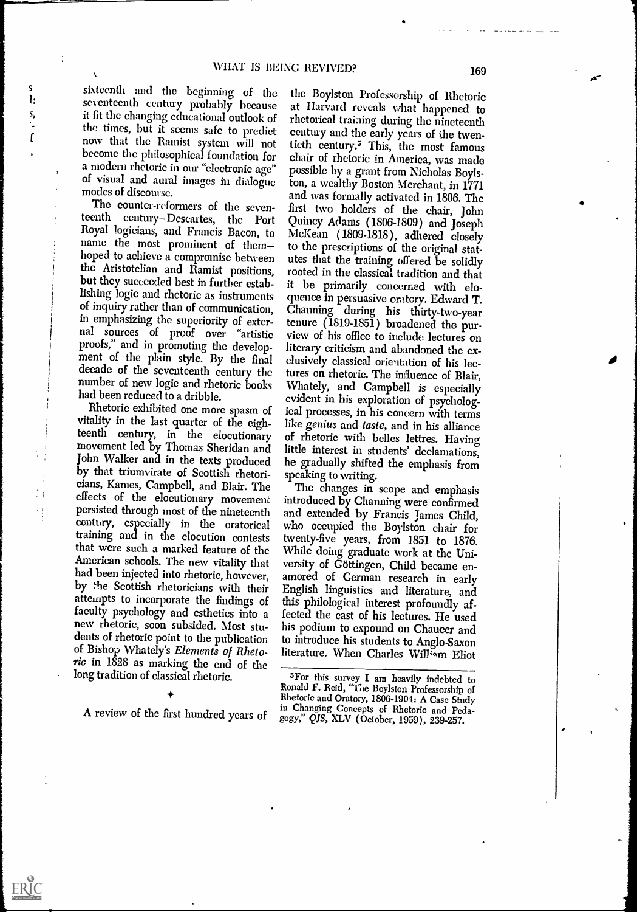sixteenth and the beginning of the seventeenth century probably because it fit the changing educational outlook of the times, but it seems safe to predict now that the Ramist system will not become the philosophical foundation for a modern rhetoric in our "electronic age" of visual and aural images in dialogue modes of discourse.

The counter-reformers of the seventeenth century—Descartes, the Port Royal logicians, and Francis Bacon, to name the most prominent of them—hoped to achieve a compromise between the Aristotelian and Ramist positions, but they succeeded best in further establishing logic and rhetoric as instruments of inquiry rather than of communication, in emphasizing the superiority of external sources of proof over "artistic proofs," and in promoting the development of the plain style. By the final decade of the seventeenth century the number of new logic and rhetoric books had been reduced to a dribble.

Rhetoric exhibited one more spasm of vitality in the last quarter of the eighteenth century, in the elocutionary movement led by Thomas Sheridan and John Walker and in the texts produced by that triumvirate of Scottish rhetoricians, Kames, Campbell, and Blair. The effects of the elocutionary movement persisted through most of the nineteenth century, especially in the oratorical training and in the elocution contests that were such a marked feature of the American schools. The new vitality that had been injected into rhetoric, however, by the Scottish rhetoricians with their attempts to incorporate the findings of faculty psychology and esthetics into a new rhetoric, soon subsided. Most students of rhetoric point to the publication of Bishop Whately's *Elements of Rhetoric* in 1828 as marking the end of the long tradition of classical rhetoric.

✦

A review of the first hundred years of the Boylston Professorship of Rhetoric at Harvard reveals what happened to rhetorical training during the nineteenth century and the early years of the twentieth century.[5] This, the most famous chair of rhetoric in America, was made possible by a grant from Nicholas Boylston, a wealthy Boston Merchant, in 1771 and was formally activated in 1806. The first two holders of the chair, John Quincy Adams (1806-1809) and Joseph McKean (1809-1818), adhered closely to the prescriptions of the original statutes that the training offered be solidly rooted in the classical tradition and that it be primarily concerned with eloquence in persuasive oratory. Edward T. Channing during his thirty-two-year tenure (1819-1851) broadened the purview of his office to include lectures on literary criticism and abandoned the exclusively classical orientation of his lectures on rhetoric. The influence of Blair, Whately, and Campbell is especially evident in his exploration of psychological processes, in his concern with terms like *genius* and *taste*, and in his alliance of rhetoric with belles lettres. Having little interest in students' declamations, he gradually shifted the emphasis from speaking to writing.

The changes in scope and emphasis introduced by Channing were confirmed and extended by Francis James Child, who occupied the Boylston chair for twenty-five years, from 1851 to 1876. While doing graduate work at the University of Göttingen, Child became enamored of German research in early English linguistics and literature, and this philological interest profoundly affected the cast of his lectures. He used his podium to expound on Chaucer and to introduce his students to Anglo-Saxon literature. When Charles William Eliot

[5]For this survey I am heavily indebted to Ronald F. Reid, "The Boylston Professorship of Rhetoric and Oratory, 1806-1904: A Case Study in Changing Concepts of Rhetoric and Pedagogy," *QJS*, XLV (October, 1959), 239-257.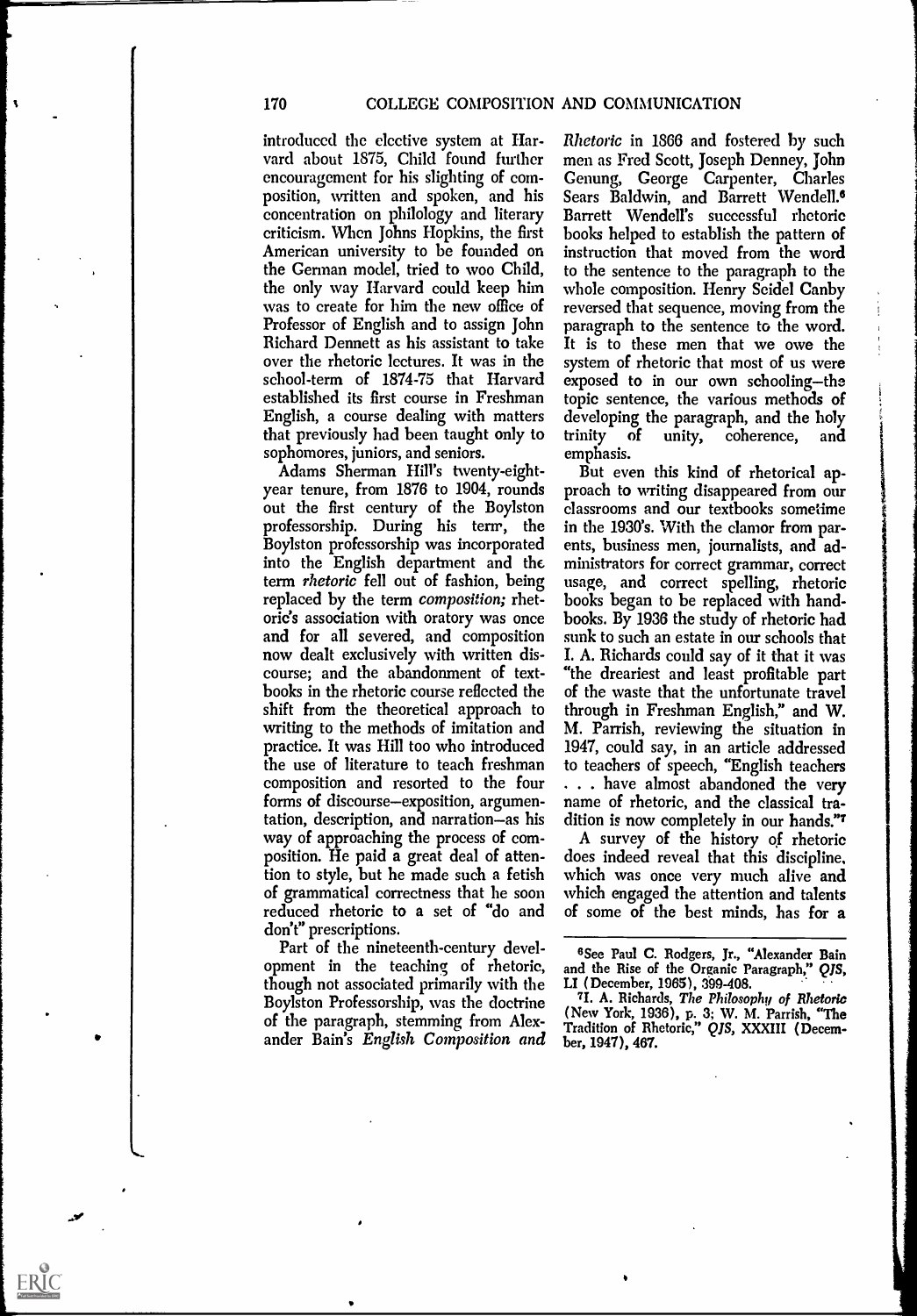introduced the elective system at Harvard about 1875, Child found further encouragement for his slighting of composition, written and spoken, and his concentration on philology and literary criticism. When Johns Hopkins, the first American university to be founded on the German model, tried to woo Child, the only way Harvard could keep him was to create for him the new office of Professor of English and to assign John Richard Dennett as his assistant to take over the rhetoric lectures. It was in the school-term of 1874-75 that Harvard established its first course in Freshman English, a course dealing with matters that previously had been taught only to sophomores, juniors, and seniors.

Adams Sherman Hill's twenty-eight-year tenure, from 1876 to 1904, rounds out the first century of the Boylston professorship. During his term, the Boylston professorship was incorporated into the English department and the term *rhetoric* fell out of fashion, being replaced by the term *composition;* rhetoric's association with oratory was once and for all severed, and composition now dealt exclusively with written discourse; and the abandonment of textbooks in the rhetoric course reflected the shift from the theoretical approach to writing to the methods of imitation and practice. It was Hill too who introduced the use of literature to teach freshman composition and resorted to the four forms of discourse—exposition, argumentation, description, and narration—as his way of approaching the process of composition. He paid a great deal of attention to style, but he made such a fetish of grammatical correctness that he soon reduced rhetoric to a set of "do and don't" prescriptions.

Part of the nineteenth-century development in the teaching of rhetoric, though not associated primarily with the Boylston Professorship, was the doctrine of the paragraph, stemming from Alexander Bain's *English Composition and Rhetoric* in 1866 and fostered by such men as Fred Scott, Joseph Denney, John Genung, George Carpenter, Charles Sears Baldwin, and Barrett Wendell.[6] Barrett Wendell's successful rhetoric books helped to establish the pattern of instruction that moved from the word to the sentence to the paragraph to the whole composition. Henry Seidel Canby reversed that sequence, moving from the paragraph to the sentence to the word. It is to these men that we owe the system of rhetoric that most of us were exposed to in our own schooling—the topic sentence, the various methods of developing the paragraph, and the holy trinity of unity, coherence, and emphasis.

But even this kind of rhetorical approach to writing disappeared from our classrooms and our textbooks sometime in the 1930's. With the clamor from parents, business men, journalists, and administrators for correct grammar, correct usage, and correct spelling, rhetoric books began to be replaced with handbooks. By 1936 the study of rhetoric had sunk to such an estate in our schools that I. A. Richards could say of it that it was "the dreariest and least profitable part of the waste that the unfortunate travel through in Freshman English," and W. M. Parrish, reviewing the situation in 1947, could say, in an article addressed to teachers of speech, "English teachers . . . have almost abandoned the very name of rhetoric, and the classical tradition is now completely in our hands."[7]

A survey of the history of rhetoric does indeed reveal that this discipline, which was once very much alive and which engaged the attention and talents of some of the best minds, has for a

---

[6]See Paul C. Rodgers, Jr., "Alexander Bain and the Rise of the Organic Paragraph," *QJS*, LI (December, 1965), 399-408.

[7]I. A. Richards, *The Philosophy of Rhetoric* (New York, 1936), p. 3; W. M. Parrish, "The Tradition of Rhetoric," *QJS*, XXXIII (December, 1947), 467.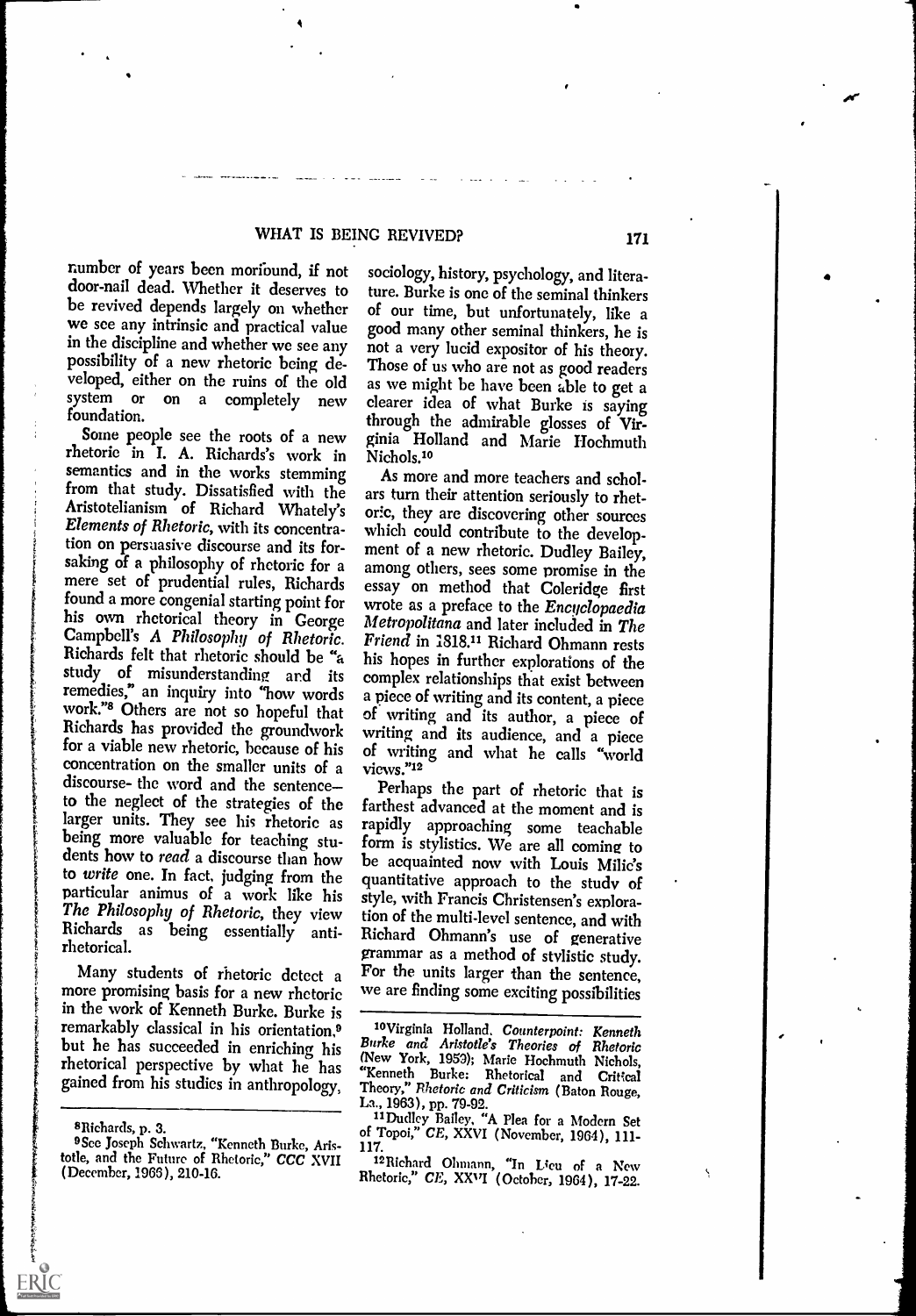number of years been moribund, if not door-nail dead. Whether it deserves to be revived depends largely on whether we see any intrinsic and practical value in the discipline and whether we see any possibility of a new rhetoric being developed, either on the ruins of the old system or on a completely new foundation.

Some people see the roots of a new rhetoric in I. A. Richards's work in semantics and in the works stemming from that study. Dissatisfied with the Aristotelianism of Richard Whately's *Elements of Rhetoric*, with its concentration on persuasive discourse and its forsaking of a philosophy of rhetoric for a mere set of prudential rules, Richards found a more congenial starting point for his own rhetorical theory in George Campbell's *A Philosophy of Rhetoric*. Richards felt that rhetoric should be "a study of misunderstanding and its remedies," an inquiry into "how words work."[8] Others are not so hopeful that Richards has provided the groundwork for a viable new rhetoric, because of his concentration on the smaller units of a discourse- the word and the sentence– to the neglect of the strategies of the larger units. They see his rhetoric as being more valuable for teaching students how to *read* a discourse than how to *write* one. In fact, judging from the particular animus of a work like his *The Philosophy of Rhetoric*, they view Richards as being essentially anti-rhetorical.

Many students of rhetoric detect a more promising basis for a new rhetoric in the work of Kenneth Burke. Burke is remarkably classical in his orientation,[9] but he has succeeded in enriching his rhetorical perspective by what he has gained from his studies in anthropology, sociology, history, psychology, and literature. Burke is one of the seminal thinkers of our time, but unfortunately, like a good many other seminal thinkers, he is not a very lucid expositor of his theory. Those of us who are not as good readers as we might be have been able to get a clearer idea of what Burke is saying through the admirable glosses of Virginia Holland and Marie Hochmuth Nichols.[10]

As more and more teachers and scholars turn their attention seriously to rhetoric, they are discovering other sources which could contribute to the development of a new rhetoric. Dudley Bailey, among others, sees some promise in the essay on method that Coleridge first wrote as a preface to the *Encyclopaedia Metropolitana* and later included in *The Friend* in 1818.[11] Richard Ohmann rests his hopes in further explorations of the complex relationships that exist between a piece of writing and its content, a piece of writing and its author, a piece of writing and its audience, and a piece of writing and what he calls "world views."[12]

Perhaps the part of rhetoric that is farthest advanced at the moment and is rapidly approaching some teachable form is stylistics. We are all coming to be acquainted now with Louis Milic's quantitative approach to the study of style, with Francis Christensen's exploration of the multi-level sentence, and with Richard Ohmann's use of generative grammar as a method of stylistic study. For the units larger than the sentence, we are finding some exciting possibilities

---

[8]Richards, p. 3.

[9]See Joseph Schwartz, "Kenneth Burke, Aristotle, and the Future of Rhetoric," *CCC* XVII (December, 1966), 210-16.

[10]Virginia Holland, *Counterpoint: Kenneth Burke and Aristotle's Theories of Rhetoric* (New York, 1959); Marie Hochmuth Nichols, "Kenneth Burke: Rhetorical and Critical Theory," *Rhetoric and Criticism* (Baton Rouge, La., 1963), pp. 79-92.

[11]Dudley Bailey, "A Plea for a Modern Set of Topoi," *CE*, XXVI (November, 1964), 111-117.

[12]Richard Ohmann, "In Lieu of a New Rhetoric," *CE*, XXVI (October, 1964), 17-22.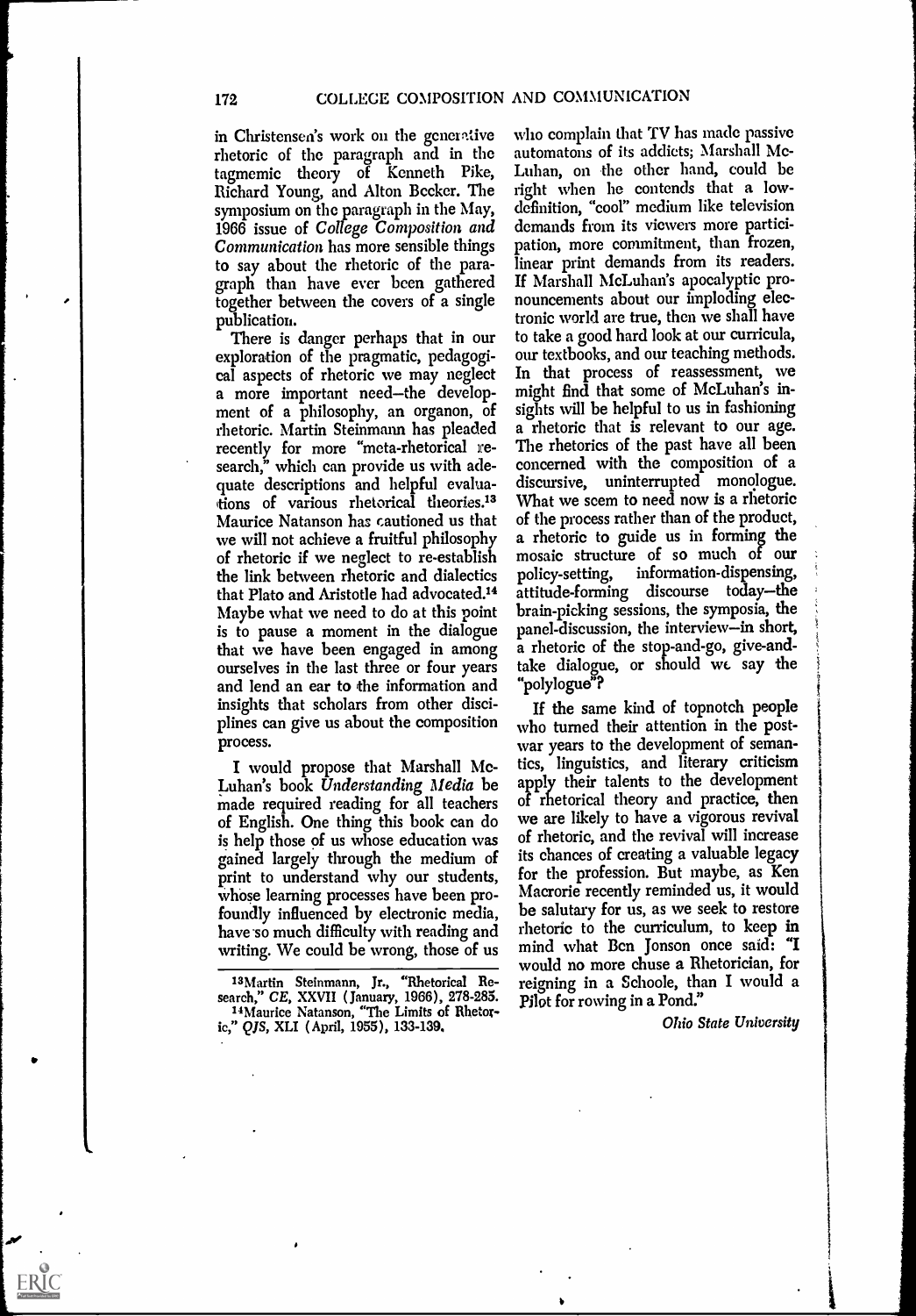in Christensen's work on the generative rhetoric of the paragraph and in the tagmemic theory of Kenneth Pike, Richard Young, and Alton Becker. The symposium on the paragraph in the May, 1966 issue of *College Composition and Communication* has more sensible things to say about the rhetoric of the paragraph than have ever been gathered together between the covers of a single publication.

There is danger perhaps that in our exploration of the pragmatic, pedagogical aspects of rhetoric we may neglect a more important need—the development of a philosophy, an organon, of rhetoric. Martin Steinmann has pleaded recently for more "meta-rhetorical research," which can provide us with adequate descriptions and helpful evaluations of various rhetorical theories.[13] Maurice Natanson has cautioned us that we will not achieve a fruitful philosophy of rhetoric if we neglect to re-establish the link between rhetoric and dialectics that Plato and Aristotle had advocated.[14] Maybe what we need to do at this point is to pause a moment in the dialogue that we have been engaged in among ourselves in the last three or four years and lend an ear to the information and insights that scholars from other disciplines can give us about the composition process.

I would propose that Marshall McLuhan's book *Understanding Media* be made required reading for all teachers of English. One thing this book can do is help those of us whose education was gained largely through the medium of print to understand why our students, whose learning processes have been profoundly influenced by electronic media, have so much difficulty with reading and writing. We could be wrong, those of us who complain that TV has made passive automatons of its addicts; Marshall McLuhan, on the other hand, could be right when he contends that a low-definition, "cool" medium like television demands from its viewers more participation, more commitment, than frozen, linear print demands from its readers. If Marshall McLuhan's apocalyptic pronouncements about our imploding electronic world are true, then we shall have to take a good hard look at our curricula, our textbooks, and our teaching methods. In that process of reassessment, we might find that some of McLuhan's insights will be helpful to us in fashioning a rhetoric that is relevant to our age. The rhetorics of the past have all been concerned with the composition of a discursive, uninterrupted monologue. What we seem to need now is a rhetoric of the process rather than of the product, a rhetoric to guide us in forming the mosaic structure of so much of our policy-setting, information-dispensing, attitude-forming discourse today—the brain-picking sessions, the symposia, the panel-discussion, the interview—in short, a rhetoric of the stop-and-go, give-and-take dialogue, or should we say the "polylogue"?

If the same kind of topnotch people who turned their attention in the post-war years to the development of semantics, linguistics, and literary criticism apply their talents to the development of rhetorical theory and practice, then we are likely to have a vigorous revival of rhetoric, and the revival will increase its chances of creating a valuable legacy for the profession. But maybe, as Ken Macrorie recently reminded us, it would be salutary for us, as we seek to restore rhetoric to the curriculum, to keep in mind what Ben Jonson once said: "I would no more chuse a Rhetorician, for reigning in a Schoole, than I would a Pilot for rowing in a Pond."

*Ohio State University*

---

[13]Martin Steinmann, Jr., "Rhetorical Research," *CE*, XXVII (January, 1966), 278-285.

[14]Maurice Natanson, "The Limits of Rhetoric," *QJS*, XLI (April, 1955), 133-139.